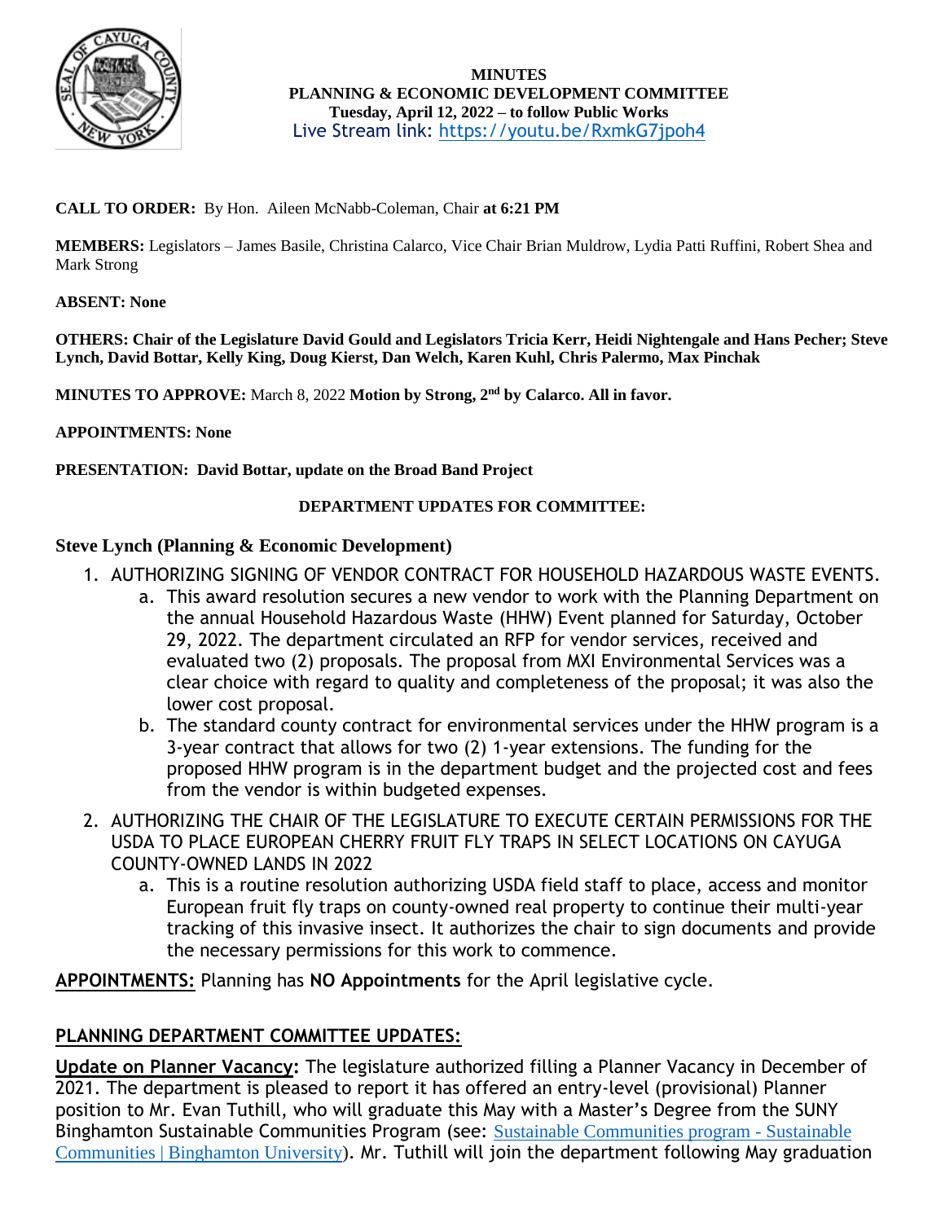**MINUTES**
**PLANNING & ECONOMIC DEVELOPMENT COMMITTEE**
**Tuesday, April 12, 2022 – to follow Public Works**
Live Stream link: [https://youtu.be/RxmkG7jpoh4](https://youtu.be/RxmkG7jpoh4)

**CALL TO ORDER:** By Hon. Aileen McNabb-Coleman, Chair **at 6:21 PM**

**MEMBERS:** Legislators – James Basile, Christina Calarco, Vice Chair Brian Muldrow, Lydia Patti Ruffini, Robert Shea and Mark Strong

**ABSENT: None**

**OTHERS: Chair of the Legislature David Gould and Legislators Tricia Kerr, Heidi Nightengale and Hans Pecher; Steve Lynch, David Bottar, Kelly King, Doug Kierst, Dan Welch, Karen Kuhl, Chris Palermo, Max Pinchak**

**MINUTES TO APPROVE:** March 8, 2022 **Motion by Strong, 2nd by Calarco. All in favor.**

**APPOINTMENTS: None**

**PRESENTATION: David Bottar, update on the Broad Band Project**

**DEPARTMENT UPDATES FOR COMMITTEE:**

## Steve Lynch (Planning & Economic Development)

1. AUTHORIZING SIGNING OF VENDOR CONTRACT FOR HOUSEHOLD HAZARDOUS WASTE EVENTS.
   a. This award resolution secures a new vendor to work with the Planning Department on the annual Household Hazardous Waste (HHW) Event planned for Saturday, October 29, 2022. The department circulated an RFP for vendor services, received and evaluated two (2) proposals. The proposal from MXI Environmental Services was a clear choice with regard to quality and completeness of the proposal; it was also the lower cost proposal.
   b. The standard county contract for environmental services under the HHW program is a 3-year contract that allows for two (2) 1-year extensions. The funding for the proposed HHW program is in the department budget and the projected cost and fees from the vendor is within budgeted expenses.
2. AUTHORIZING THE CHAIR OF THE LEGISLATURE TO EXECUTE CERTAIN PERMISSIONS FOR THE USDA TO PLACE EUROPEAN CHERRY FRUIT FLY TRAPS IN SELECT LOCATIONS ON CAYUGA COUNTY-OWNED LANDS IN 2022
   a. This is a routine resolution authorizing USDA field staff to place, access and monitor European fruit fly traps on county-owned real property to continue their multi-year tracking of this invasive insect. It authorizes the chair to sign documents and provide the necessary permissions for this work to commence.

**APPOINTMENTS:** Planning has **NO Appointments** for the April legislative cycle.

## PLANNING DEPARTMENT COMMITTEE UPDATES:

**Update on Planner Vacancy:** The legislature authorized filling a Planner Vacancy in December of 2021. The department is pleased to report it has offered an entry-level (provisional) Planner position to Mr. Evan Tuthill, who will graduate this May with a Master's Degree from the SUNY Binghamton Sustainable Communities Program (see: [Sustainable Communities program - Sustainable Communities | Binghamton University](Sustainable Communities program - Sustainable Communities | Binghamton University)). Mr. Tuthill will join the department following May graduation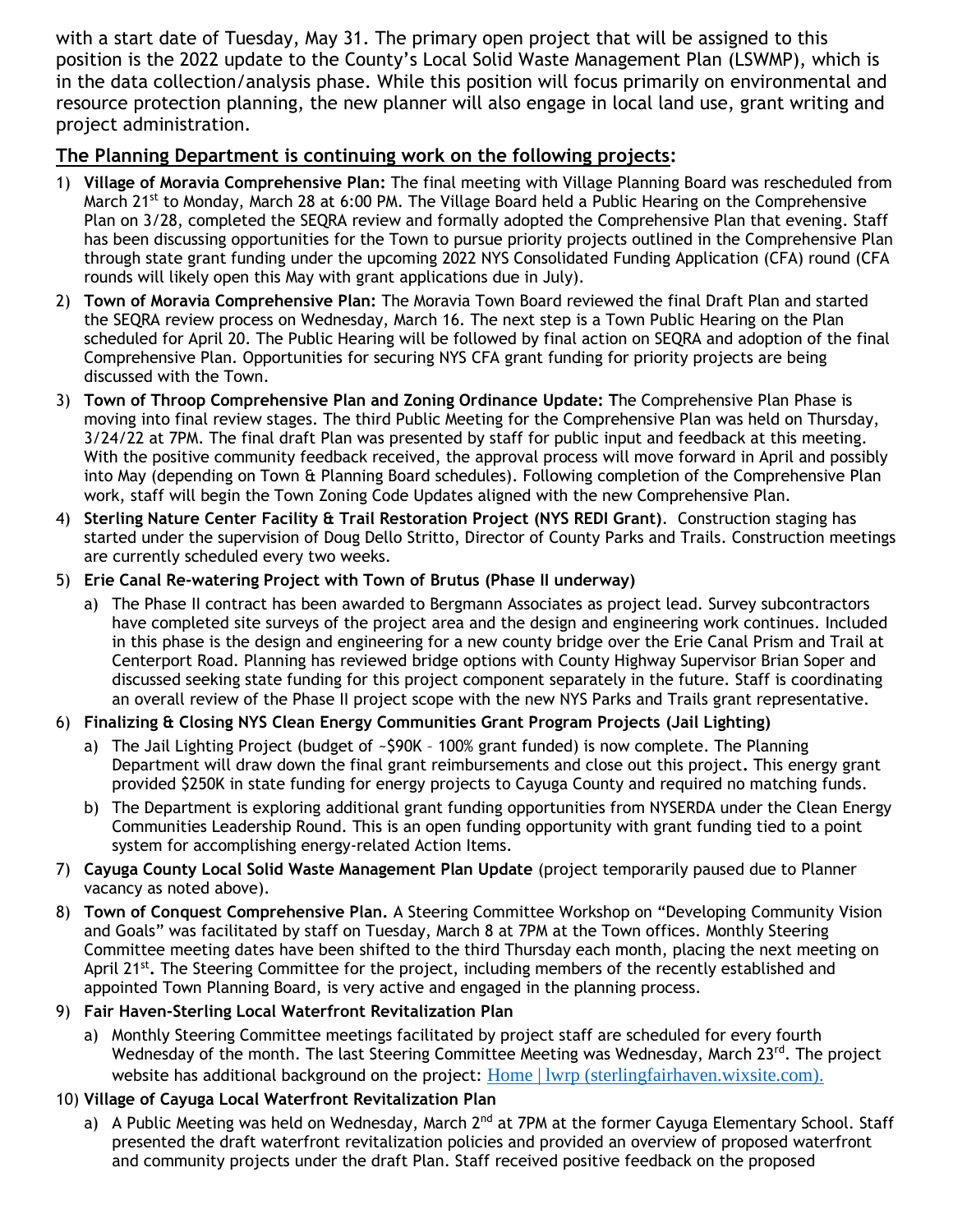with a start date of Tuesday, May 31. The primary open project that will be assigned to this position is the 2022 update to the County's Local Solid Waste Management Plan (LSWMP), which is in the data collection/analysis phase. While this position will focus primarily on environmental and resource protection planning, the new planner will also engage in local land use, grant writing and project administration.

## The Planning Department is continuing work on the following projects:

1) **Village of Moravia Comprehensive Plan:** The final meeting with Village Planning Board was rescheduled from March 21st to Monday, March 28 at 6:00 PM. The Village Board held a Public Hearing on the Comprehensive Plan on 3/28, completed the SEQRA review and formally adopted the Comprehensive Plan that evening. Staff has been discussing opportunities for the Town to pursue priority projects outlined in the Comprehensive Plan through state grant funding under the upcoming 2022 NYS Consolidated Funding Application (CFA) round (CFA rounds will likely open this May with grant applications due in July).
2) **Town of Moravia Comprehensive Plan:** The Moravia Town Board reviewed the final Draft Plan and started the SEQRA review process on Wednesday, March 16. The next step is a Town Public Hearing on the Plan scheduled for April 20. The Public Hearing will be followed by final action on SEQRA and adoption of the final Comprehensive Plan. Opportunities for securing NYS CFA grant funding for priority projects are being discussed with the Town.
3) **Town of Throop Comprehensive Plan and Zoning Ordinance Update: T**he Comprehensive Plan Phase is moving into final review stages. The third Public Meeting for the Comprehensive Plan was held on Thursday, 3/24/22 at 7PM. The final draft Plan was presented by staff for public input and feedback at this meeting. With the positive community feedback received, the approval process will move forward in April and possibly into May (depending on Town & Planning Board schedules). Following completion of the Comprehensive Plan work, staff will begin the Town Zoning Code Updates aligned with the new Comprehensive Plan.
4) **Sterling Nature Center Facility & Trail Restoration Project (NYS REDI Grant)**. Construction staging has started under the supervision of Doug Dello Stritto, Director of County Parks and Trails. Construction meetings are currently scheduled every two weeks.
5) **Erie Canal Re-watering Project with Town of Brutus (Phase II underway)**
   a) The Phase II contract has been awarded to Bergmann Associates as project lead. Survey subcontractors have completed site surveys of the project area and the design and engineering work continues. Included in this phase is the design and engineering for a new county bridge over the Erie Canal Prism and Trail at Centerport Road. Planning has reviewed bridge options with County Highway Supervisor Brian Soper and discussed seeking state funding for this project component separately in the future. Staff is coordinating an overall review of the Phase II project scope with the new NYS Parks and Trails grant representative.
6) **Finalizing & Closing NYS Clean Energy Communities Grant Program Projects (Jail Lighting)**
   a) The Jail Lighting Project (budget of ~$90K – 100% grant funded) is now complete. The Planning Department will draw down the final grant reimbursements and close out this project**.** This energy grant provided $250K in state funding for energy projects to Cayuga County and required no matching funds.
   b) The Department is exploring additional grant funding opportunities from NYSERDA under the Clean Energy Communities Leadership Round. This is an open funding opportunity with grant funding tied to a point system for accomplishing energy-related Action Items.
7) **Cayuga County Local Solid Waste Management Plan Update** (project temporarily paused due to Planner vacancy as noted above).
8) **Town of Conquest Comprehensive Plan.** A Steering Committee Workshop on "Developing Community Vision and Goals" was facilitated by staff on Tuesday, March 8 at 7PM at the Town offices. Monthly Steering Committee meeting dates have been shifted to the third Thursday each month, placing the next meeting on April 21st**.** The Steering Committee for the project, including members of the recently established and appointed Town Planning Board, is very active and engaged in the planning process.
9) **Fair Haven-Sterling Local Waterfront Revitalization Plan**
   a) Monthly Steering Committee meetings facilitated by project staff are scheduled for every fourth Wednesday of the month. The last Steering Committee Meeting was Wednesday, March 23rd. The project website has additional background on the project: Home | lwrp (sterlingfairhaven.wixsite.com).
10) **Village of Cayuga Local Waterfront Revitalization Plan**
    a) A Public Meeting was held on Wednesday, March 2nd at 7PM at the former Cayuga Elementary School. Staff presented the draft waterfront revitalization policies and provided an overview of proposed waterfront and community projects under the draft Plan. Staff received positive feedback on the proposed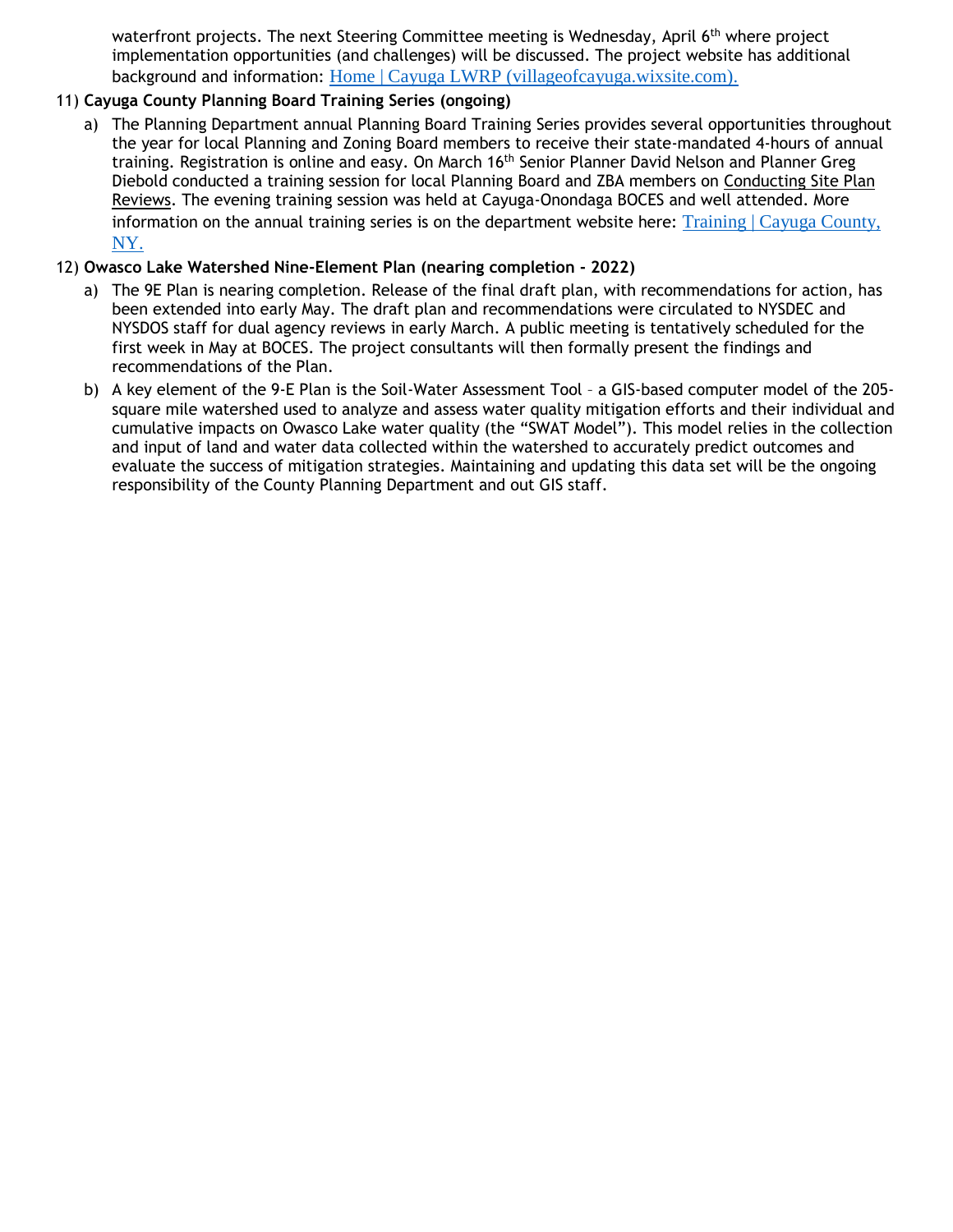waterfront projects. The next Steering Committee meeting is Wednesday, April 6th where project implementation opportunities (and challenges) will be discussed. The project website has additional background and information: [Home | Cayuga LWRP (villageofcayuga.wixsite.com).](villageofcayuga.wixsite.com)

11) **Cayuga County Planning Board Training Series (ongoing)**

    a) The Planning Department annual Planning Board Training Series provides several opportunities throughout the year for local Planning and Zoning Board members to receive their state-mandated 4-hours of annual training. Registration is online and easy. On March 16th Senior Planner David Nelson and Planner Greg Diebold conducted a training session for local Planning Board and ZBA members on Conducting Site Plan Reviews. The evening training session was held at Cayuga-Onondaga BOCES and well attended. More information on the annual training series is on the department website here: Training | Cayuga County, NY.

12) **Owasco Lake Watershed Nine-Element Plan (nearing completion - 2022)**

    a) The 9E Plan is nearing completion. Release of the final draft plan, with recommendations for action, has been extended into early May. The draft plan and recommendations were circulated to NYSDEC and NYSDOS staff for dual agency reviews in early March. A public meeting is tentatively scheduled for the first week in May at BOCES. The project consultants will then formally present the findings and recommendations of the Plan.

    b) A key element of the 9-E Plan is the Soil-Water Assessment Tool – a GIS-based computer model of the 205-square mile watershed used to analyze and assess water quality mitigation efforts and their individual and cumulative impacts on Owasco Lake water quality (the "SWAT Model"). This model relies in the collection and input of land and water data collected within the watershed to accurately predict outcomes and evaluate the success of mitigation strategies. Maintaining and updating this data set will be the ongoing responsibility of the County Planning Department and out GIS staff.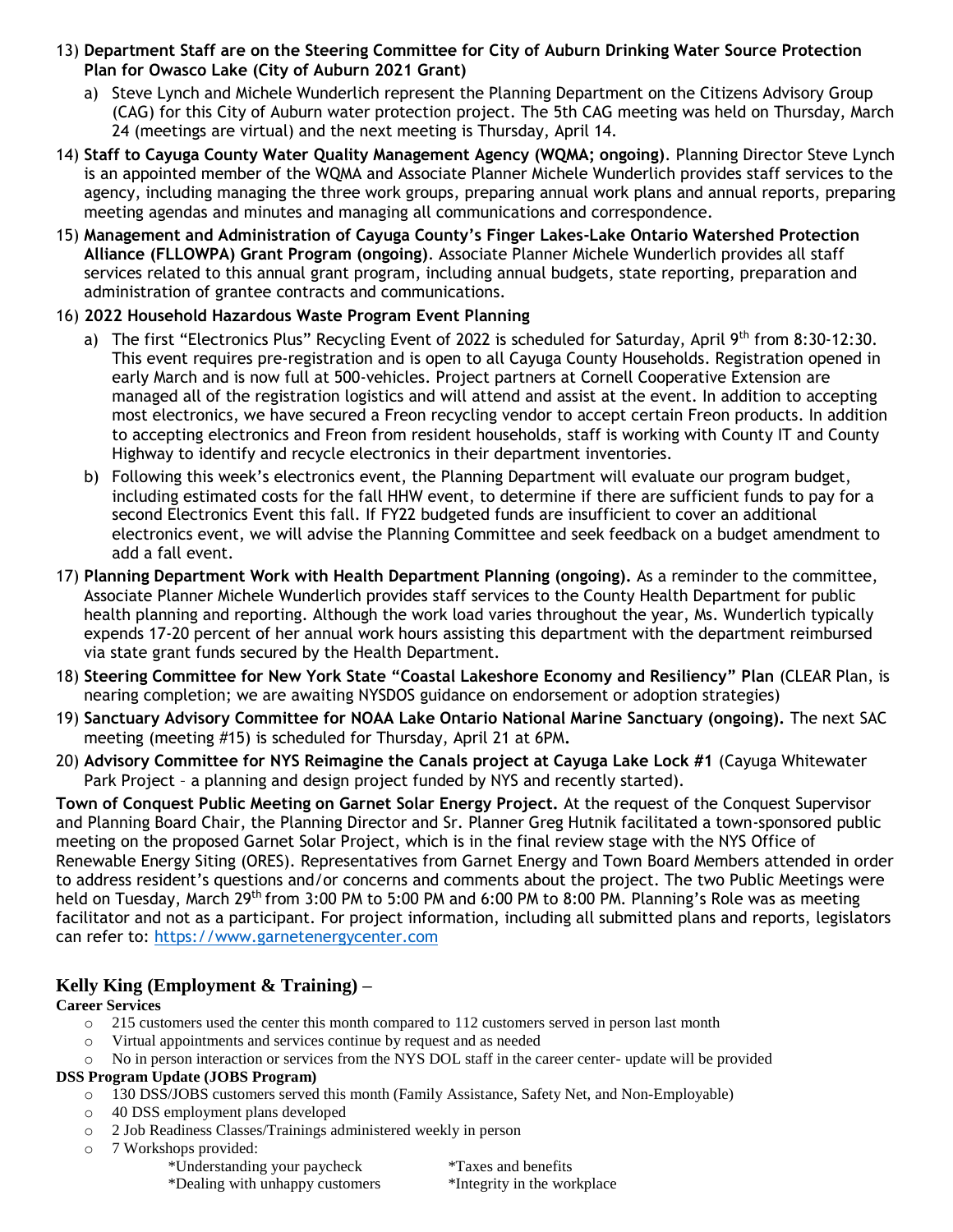13) **Department Staff are on the Steering Committee for City of Auburn Drinking Water Source Protection Plan for Owasco Lake (City of Auburn 2021 Grant)**
    a) Steve Lynch and Michele Wunderlich represent the Planning Department on the Citizens Advisory Group (CAG) for this City of Auburn water protection project. The 5th CAG meeting was held on Thursday, March 24 (meetings are virtual) and the next meeting is Thursday, April 14.
14) **Staff to Cayuga County Water Quality Management Agency (WQMA; ongoing)**. Planning Director Steve Lynch is an appointed member of the WQMA and Associate Planner Michele Wunderlich provides staff services to the agency, including managing the three work groups, preparing annual work plans and annual reports, preparing meeting agendas and minutes and managing all communications and correspondence.
15) **Management and Administration of Cayuga County's Finger Lakes-Lake Ontario Watershed Protection Alliance (FLLOWPA) Grant Program (ongoing)**. Associate Planner Michele Wunderlich provides all staff services related to this annual grant program, including annual budgets, state reporting, preparation and administration of grantee contracts and communications.
16) **2022 Household Hazardous Waste Program Event Planning**
    a) The first "Electronics Plus" Recycling Event of 2022 is scheduled for Saturday, April 9th from 8:30-12:30. This event requires pre-registration and is open to all Cayuga County Households. Registration opened in early March and is now full at 500-vehicles. Project partners at Cornell Cooperative Extension are managed all of the registration logistics and will attend and assist at the event. In addition to accepting most electronics, we have secured a Freon recycling vendor to accept certain Freon products. In addition to accepting electronics and Freon from resident households, staff is working with County IT and County Highway to identify and recycle electronics in their department inventories.
    b) Following this week's electronics event, the Planning Department will evaluate our program budget, including estimated costs for the fall HHW event, to determine if there are sufficient funds to pay for a second Electronics Event this fall. If FY22 budgeted funds are insufficient to cover an additional electronics event, we will advise the Planning Committee and seek feedback on a budget amendment to add a fall event.
17) **Planning Department Work with Health Department Planning (ongoing).** As a reminder to the committee, Associate Planner Michele Wunderlich provides staff services to the County Health Department for public health planning and reporting. Although the work load varies throughout the year, Ms. Wunderlich typically expends 17-20 percent of her annual work hours assisting this department with the department reimbursed via state grant funds secured by the Health Department.
18) **Steering Committee for New York State "Coastal Lakeshore Economy and Resiliency" Plan** (CLEAR Plan, is nearing completion; we are awaiting NYSDOS guidance on endorsement or adoption strategies)
19) **Sanctuary Advisory Committee for NOAA Lake Ontario National Marine Sanctuary (ongoing).** The next SAC meeting (meeting #15) is scheduled for Thursday, April 21 at 6PM**.**
20) **Advisory Committee for NYS Reimagine the Canals project at Cayuga Lake Lock #1** (Cayuga Whitewater Park Project – a planning and design project funded by NYS and recently started).

**Town of Conquest Public Meeting on Garnet Solar Energy Project.** At the request of the Conquest Supervisor and Planning Board Chair, the Planning Director and Sr. Planner Greg Hutnik facilitated a town-sponsored public meeting on the proposed Garnet Solar Project, which is in the final review stage with the NYS Office of Renewable Energy Siting (ORES). Representatives from Garnet Energy and Town Board Members attended in order to address resident's questions and/or concerns and comments about the project. The two Public Meetings were held on Tuesday, March 29th from 3:00 PM to 5:00 PM and 6:00 PM to 8:00 PM. Planning's Role was as meeting facilitator and not as a participant. For project information, including all submitted plans and reports, legislators can refer to: https://www.garnetenergycenter.com

## Kelly King (Employment & Training) –

**Career Services**

- 215 customers used the center this month compared to 112 customers served in person last month
- Virtual appointments and services continue by request and as needed
- No in person interaction or services from the NYS DOL staff in the career center- update will be provided

**DSS Program Update (JOBS Program)**

- 130 DSS/JOBS customers served this month (Family Assistance, Safety Net, and Non-Employable)
- 40 DSS employment plans developed
- 2 Job Readiness Classes/Trainings administered weekly in person
- 7 Workshops provided:
  - *Understanding your paycheck
  - *Taxes and benefits
  - *Dealing with unhappy customers
  - *Integrity in the workplace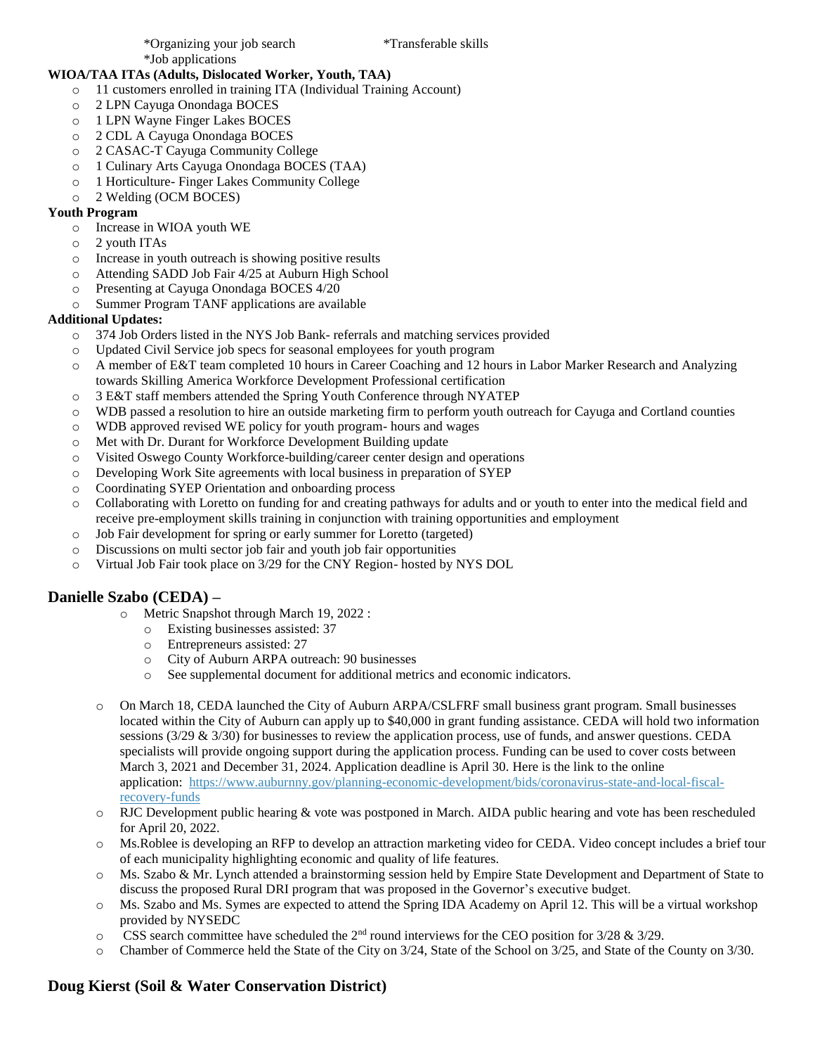*Organizing your job search *Transferable skills
*Job applications

**WIOA/TAA ITAs (Adults, Dislocated Worker, Youth, TAA)**

- 11 customers enrolled in training ITA (Individual Training Account)
- 2 LPN Cayuga Onondaga BOCES
- 1 LPN Wayne Finger Lakes BOCES
- 2 CDL A Cayuga Onondaga BOCES
- 2 CASAC-T Cayuga Community College
- 1 Culinary Arts Cayuga Onondaga BOCES (TAA)
- 1 Horticulture- Finger Lakes Community College
- 2 Welding (OCM BOCES)

**Youth Program**

- Increase in WIOA youth WE
- 2 youth ITAs
- Increase in youth outreach is showing positive results
- Attending SADD Job Fair 4/25 at Auburn High School
- Presenting at Cayuga Onondaga BOCES 4/20
- Summer Program TANF applications are available

**Additional Updates:**

- 374 Job Orders listed in the NYS Job Bank- referrals and matching services provided
- Updated Civil Service job specs for seasonal employees for youth program
- A member of E&T team completed 10 hours in Career Coaching and 12 hours in Labor Marker Research and Analyzing towards Skilling America Workforce Development Professional certification
- 3 E&T staff members attended the Spring Youth Conference through NYATEP
- WDB passed a resolution to hire an outside marketing firm to perform youth outreach for Cayuga and Cortland counties
- WDB approved revised WE policy for youth program- hours and wages
- Met with Dr. Durant for Workforce Development Building update
- Visited Oswego County Workforce-building/career center design and operations
- Developing Work Site agreements with local business in preparation of SYEP
- Coordinating SYEP Orientation and onboarding process
- Collaborating with Loretto on funding for and creating pathways for adults and or youth to enter into the medical field and receive pre-employment skills training in conjunction with training opportunities and employment
- Job Fair development for spring or early summer for Loretto (targeted)
- Discussions on multi sector job fair and youth job fair opportunities
- Virtual Job Fair took place on 3/29 for the CNY Region- hosted by NYS DOL

## Danielle Szabo (CEDA) –

- Metric Snapshot through March 19, 2022 :
  - Existing businesses assisted: 37
  - Entrepreneurs assisted: 27
  - City of Auburn ARPA outreach: 90 businesses
  - See supplemental document for additional metrics and economic indicators.

- On March 18, CEDA launched the City of Auburn ARPA/CSLFRF small business grant program. Small businesses located within the City of Auburn can apply up to $40,000 in grant funding assistance. CEDA will hold two information sessions (3/29 & 3/30) for businesses to review the application process, use of funds, and answer questions. CEDA specialists will provide ongoing support during the application process. Funding can be used to cover costs between March 3, 2021 and December 31, 2024. Application deadline is April 30. Here is the link to the online application: https://www.auburnny.gov/planning-economic-development/bids/coronavirus-state-and-local-fiscal-recovery-funds
- RJC Development public hearing & vote was postponed in March. AIDA public hearing and vote has been rescheduled for April 20, 2022.
- Ms.Roblee is developing an RFP to develop an attraction marketing video for CEDA. Video concept includes a brief tour of each municipality highlighting economic and quality of life features.
- Ms. Szabo & Mr. Lynch attended a brainstorming session held by Empire State Development and Department of State to discuss the proposed Rural DRI program that was proposed in the Governor's executive budget.
- Ms. Szabo and Ms. Symes are expected to attend the Spring IDA Academy on April 12. This will be a virtual workshop provided by NYSEDC
- CSS search committee have scheduled the 2nd round interviews for the CEO position for 3/28 & 3/29.
- Chamber of Commerce held the State of the City on 3/24, State of the School on 3/25, and State of the County on 3/30.

## Doug Kierst (Soil & Water Conservation District)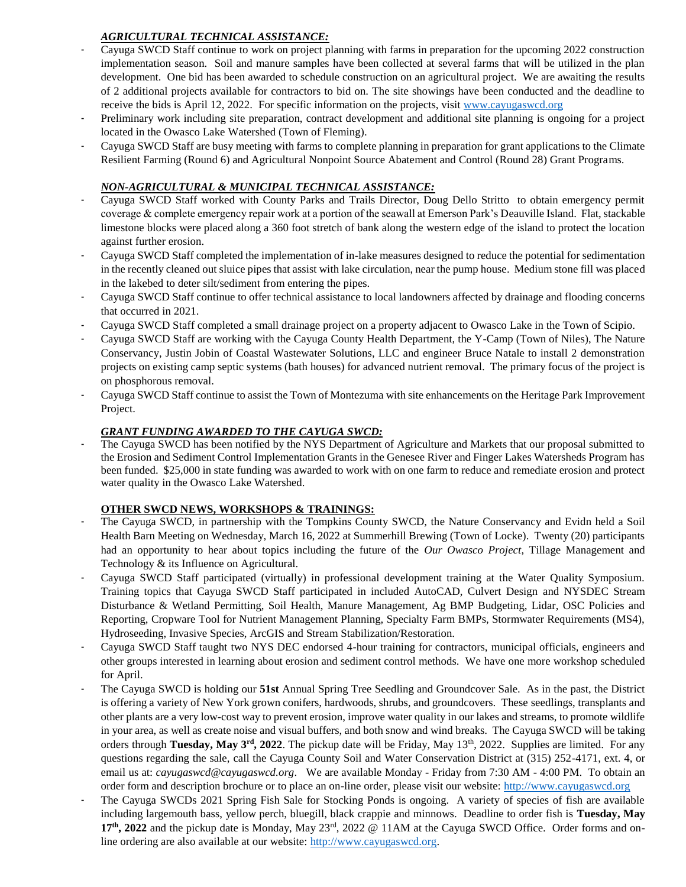### ***AGRICULTURAL TECHNICAL ASSISTANCE:***

- Cayuga SWCD Staff continue to work on project planning with farms in preparation for the upcoming 2022 construction implementation season. Soil and manure samples have been collected at several farms that will be utilized in the plan development. One bid has been awarded to schedule construction on an agricultural project. We are awaiting the results of 2 additional projects available for contractors to bid on. The site showings have been conducted and the deadline to receive the bids is April 12, 2022. For specific information on the projects, visit www.cayugaswcd.org
- Preliminary work including site preparation, contract development and additional site planning is ongoing for a project located in the Owasco Lake Watershed (Town of Fleming).
- Cayuga SWCD Staff are busy meeting with farms to complete planning in preparation for grant applications to the Climate Resilient Farming (Round 6) and Agricultural Nonpoint Source Abatement and Control (Round 28) Grant Programs.

### ***NON-AGRICULTURAL & MUNICIPAL TECHNICAL ASSISTANCE:***

- Cayuga SWCD Staff worked with County Parks and Trails Director, Doug Dello Stritto to obtain emergency permit coverage & complete emergency repair work at a portion of the seawall at Emerson Park's Deauville Island. Flat, stackable limestone blocks were placed along a 360 foot stretch of bank along the western edge of the island to protect the location against further erosion.
- Cayuga SWCD Staff completed the implementation of in-lake measures designed to reduce the potential for sedimentation in the recently cleaned out sluice pipes that assist with lake circulation, near the pump house. Medium stone fill was placed in the lakebed to deter silt/sediment from entering the pipes.
- Cayuga SWCD Staff continue to offer technical assistance to local landowners affected by drainage and flooding concerns that occurred in 2021.
- Cayuga SWCD Staff completed a small drainage project on a property adjacent to Owasco Lake in the Town of Scipio.
- Cayuga SWCD Staff are working with the Cayuga County Health Department, the Y-Camp (Town of Niles), The Nature Conservancy, Justin Jobin of Coastal Wastewater Solutions, LLC and engineer Bruce Natale to install 2 demonstration projects on existing camp septic systems (bath houses) for advanced nutrient removal. The primary focus of the project is on phosphorous removal.
- Cayuga SWCD Staff continue to assist the Town of Montezuma with site enhancements on the Heritage Park Improvement Project.

### ***GRANT FUNDING AWARDED TO THE CAYUGA SWCD:***

- The Cayuga SWCD has been notified by the NYS Department of Agriculture and Markets that our proposal submitted to the Erosion and Sediment Control Implementation Grants in the Genesee River and Finger Lakes Watersheds Program has been funded. $25,000 in state funding was awarded to work with on one farm to reduce and remediate erosion and protect water quality in the Owasco Lake Watershed.

### **OTHER SWCD NEWS, WORKSHOPS & TRAININGS:**

- The Cayuga SWCD, in partnership with the Tompkins County SWCD, the Nature Conservancy and Evidn held a Soil Health Barn Meeting on Wednesday, March 16, 2022 at Summerhill Brewing (Town of Locke). Twenty (20) participants had an opportunity to hear about topics including the future of the *Our Owasco Project*, Tillage Management and Technology & its Influence on Agricultural.
- Cayuga SWCD Staff participated (virtually) in professional development training at the Water Quality Symposium. Training topics that Cayuga SWCD Staff participated in included AutoCAD, Culvert Design and NYSDEC Stream Disturbance & Wetland Permitting, Soil Health, Manure Management, Ag BMP Budgeting, Lidar, OSC Policies and Reporting, Cropware Tool for Nutrient Management Planning, Specialty Farm BMPs, Stormwater Requirements (MS4), Hydroseeding, Invasive Species, ArcGIS and Stream Stabilization/Restoration.
- Cayuga SWCD Staff taught two NYS DEC endorsed 4-hour training for contractors, municipal officials, engineers and other groups interested in learning about erosion and sediment control methods. We have one more workshop scheduled for April.
- The Cayuga SWCD is holding our **51st** Annual Spring Tree Seedling and Groundcover Sale. As in the past, the District is offering a variety of New York grown conifers, hardwoods, shrubs, and groundcovers. These seedlings, transplants and other plants are a very low-cost way to prevent erosion, improve water quality in our lakes and streams, to promote wildlife in your area, as well as create noise and visual buffers, and both snow and wind breaks. The Cayuga SWCD will be taking orders through **Tuesday, May 3rd, 2022**. The pickup date will be Friday, May 13th, 2022. Supplies are limited. For any questions regarding the sale, call the Cayuga County Soil and Water Conservation District at (315) 252-4171, ext. 4, or email us at: *cayugaswcd@cayugaswcd.org*. We are available Monday - Friday from 7:30 AM - 4:00 PM. To obtain an order form and description brochure or to place an on-line order, please visit our website: http://www.cayugaswcd.org
- The Cayuga SWCDs 2021 Spring Fish Sale for Stocking Ponds is ongoing. A variety of species of fish are available including largemouth bass, yellow perch, bluegill, black crappie and minnows. Deadline to order fish is **Tuesday, May 17th, 2022** and the pickup date is Monday, May 23rd, 2022 @ 11AM at the Cayuga SWCD Office. Order forms and on-line ordering are also available at our website: http://www.cayugaswcd.org.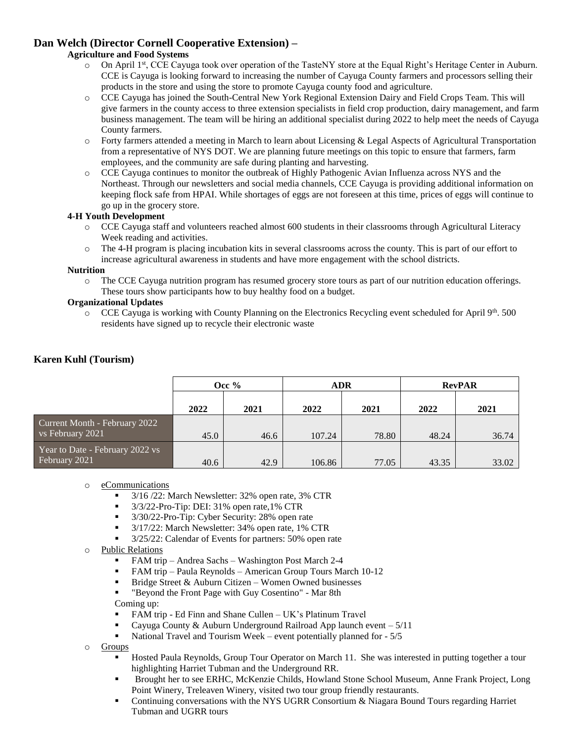## Dan Welch (Director Cornell Cooperative Extension) –

**Agriculture and Food Systems**

- On April 1st, CCE Cayuga took over operation of the TasteNY store at the Equal Right's Heritage Center in Auburn. CCE is Cayuga is looking forward to increasing the number of Cayuga County farmers and processors selling their products in the store and using the store to promote Cayuga county food and agriculture.
- CCE Cayuga has joined the South-Central New York Regional Extension Dairy and Field Crops Team. This will give farmers in the county access to three extension specialists in field crop production, dairy management, and farm business management. The team will be hiring an additional specialist during 2022 to help meet the needs of Cayuga County farmers.
- Forty farmers attended a meeting in March to learn about Licensing & Legal Aspects of Agricultural Transportation from a representative of NYS DOT. We are planning future meetings on this topic to ensure that farmers, farm employees, and the community are safe during planting and harvesting.
- CCE Cayuga continues to monitor the outbreak of Highly Pathogenic Avian Influenza across NYS and the Northeast. Through our newsletters and social media channels, CCE Cayuga is providing additional information on keeping flock safe from HPAI. While shortages of eggs are not foreseen at this time, prices of eggs will continue to go up in the grocery store.

**4-H Youth Development**

- CCE Cayuga staff and volunteers reached almost 600 students in their classrooms through Agricultural Literacy Week reading and activities.
- The 4-H program is placing incubation kits in several classrooms across the county. This is part of our effort to increase agricultural awareness in students and have more engagement with the school districts.

**Nutrition**

- The CCE Cayuga nutrition program has resumed grocery store tours as part of our nutrition education offerings. These tours show participants how to buy healthy food on a budget.

**Organizational Updates**

- CCE Cayuga is working with County Planning on the Electronics Recycling event scheduled for April 9th. 500 residents have signed up to recycle their electronic waste

## Karen Kuhl (Tourism)

| | Occ % | | ADR | | RevPAR | |
|---|---|---|---|---|---|---|
| | 2022 | 2021 | 2022 | 2021 | 2022 | 2021 |
| Current Month - February 2022 vs February 2021 | 45.0 | 46.6 | 107.24 | 78.80 | 48.24 | 36.74 |
| Year to Date - February 2022 vs February 2021 | 40.6 | 42.9 | 106.86 | 77.05 | 43.35 | 33.02 |

- eCommunications
  - 3/16 /22: March Newsletter: 32% open rate, 3% CTR
  - 3/3/22-Pro-Tip: DEI: 31% open rate,1% CTR
  - 3/30/22-Pro-Tip: Cyber Security: 28% open rate
  - 3/17/22: March Newsletter: 34% open rate, 1% CTR
  - 3/25/22: Calendar of Events for partners: 50% open rate
- Public Relations
  - FAM trip – Andrea Sachs – Washington Post March 2-4
  - FAM trip – Paula Reynolds – American Group Tours March 10-12
  - Bridge Street & Auburn Citizen – Women Owned businesses
  - "Beyond the Front Page with Guy Cosentino" - Mar 8th

  Coming up:
  - FAM trip - Ed Finn and Shane Cullen – UK's Platinum Travel
  - Cayuga County & Auburn Underground Railroad App launch event – 5/11
  - National Travel and Tourism Week – event potentially planned for - 5/5
- Groups
  - Hosted Paula Reynolds, Group Tour Operator on March 11. She was interested in putting together a tour highlighting Harriet Tubman and the Underground RR.
  - Brought her to see ERHC, McKenzie Childs, Howland Stone School Museum, Anne Frank Project, Long Point Winery, Treleaven Winery, visited two tour group friendly restaurants.
  - Continuing conversations with the NYS UGRR Consortium & Niagara Bound Tours regarding Harriet Tubman and UGRR tours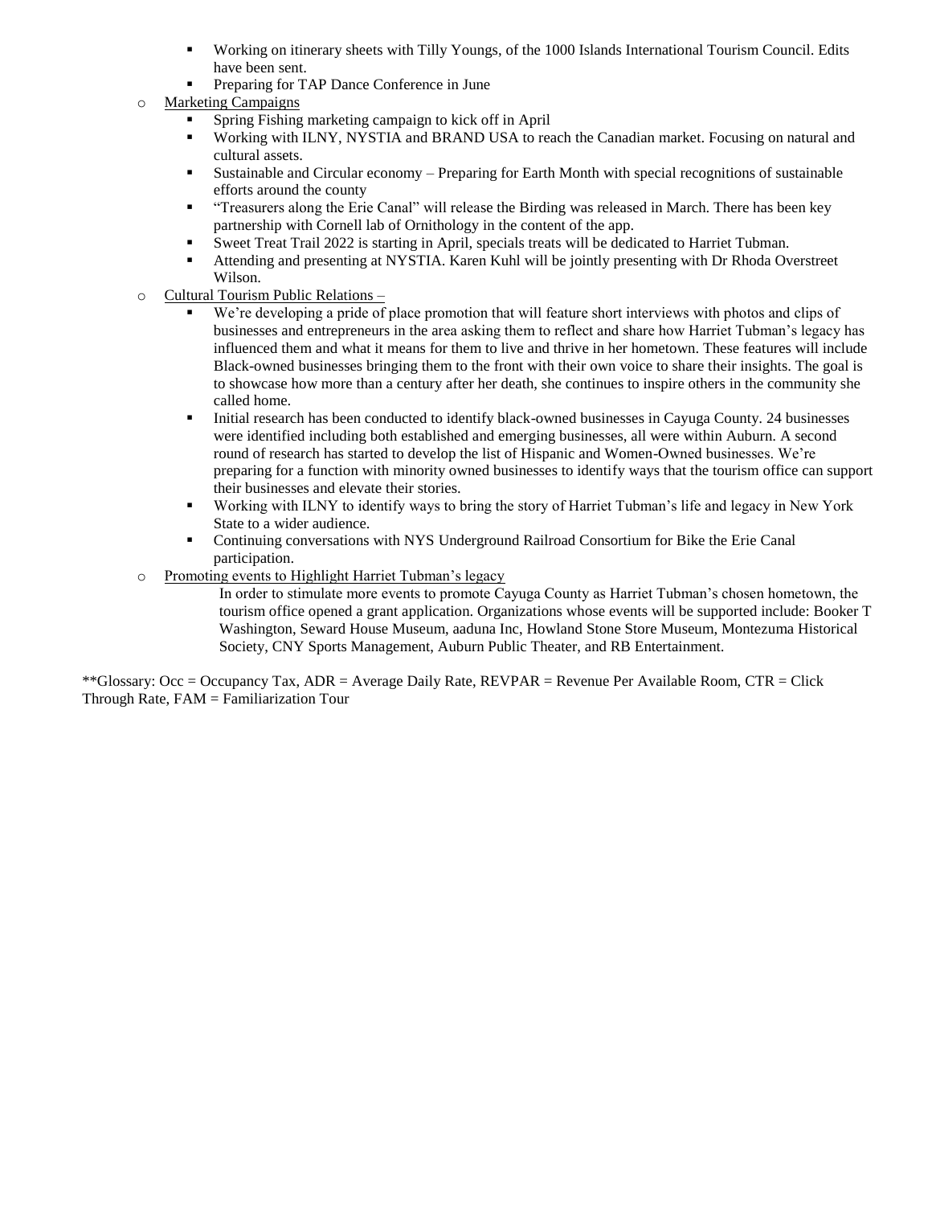- Working on itinerary sheets with Tilly Youngs, of the 1000 Islands International Tourism Council. Edits have been sent.
    - Preparing for TAP Dance Conference in June
- Marketing Campaigns
    - Spring Fishing marketing campaign to kick off in April
    - Working with ILNY, NYSTIA and BRAND USA to reach the Canadian market. Focusing on natural and cultural assets.
    - Sustainable and Circular economy – Preparing for Earth Month with special recognitions of sustainable efforts around the county
    - "Treasurers along the Erie Canal" will release the Birding was released in March. There has been key partnership with Cornell lab of Ornithology in the content of the app.
    - Sweet Treat Trail 2022 is starting in April, specials treats will be dedicated to Harriet Tubman.
    - Attending and presenting at NYSTIA. Karen Kuhl will be jointly presenting with Dr Rhoda Overstreet Wilson.
- Cultural Tourism Public Relations –
    - We're developing a pride of place promotion that will feature short interviews with photos and clips of businesses and entrepreneurs in the area asking them to reflect and share how Harriet Tubman's legacy has influenced them and what it means for them to live and thrive in her hometown. These features will include Black-owned businesses bringing them to the front with their own voice to share their insights. The goal is to showcase how more than a century after her death, she continues to inspire others in the community she called home.
    - Initial research has been conducted to identify black-owned businesses in Cayuga County. 24 businesses were identified including both established and emerging businesses, all were within Auburn. A second round of research has started to develop the list of Hispanic and Women-Owned businesses. We're preparing for a function with minority owned businesses to identify ways that the tourism office can support their businesses and elevate their stories.
    - Working with ILNY to identify ways to bring the story of Harriet Tubman's life and legacy in New York State to a wider audience.
    - Continuing conversations with NYS Underground Railroad Consortium for Bike the Erie Canal participation.
- Promoting events to Highlight Harriet Tubman's legacy

    In order to stimulate more events to promote Cayuga County as Harriet Tubman's chosen hometown, the tourism office opened a grant application. Organizations whose events will be supported include: Booker T Washington, Seward House Museum, aaduna Inc, Howland Stone Store Museum, Montezuma Historical Society, CNY Sports Management, Auburn Public Theater, and RB Entertainment.

**Glossary: Occ = Occupancy Tax, ADR = Average Daily Rate, REVPAR = Revenue Per Available Room, CTR = Click Through Rate, FAM = Familiarization Tour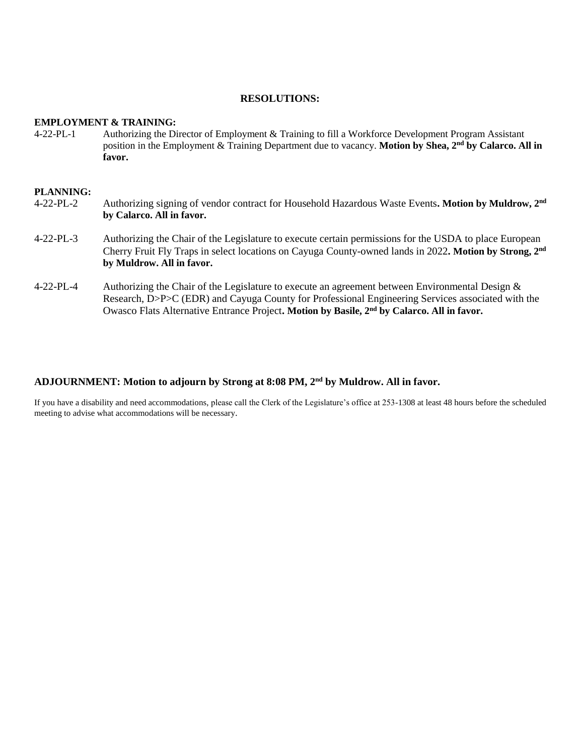## RESOLUTIONS:

**EMPLOYMENT & TRAINING:**

4-22-PL-1 Authorizing the Director of Employment & Training to fill a Workforce Development Program Assistant position in the Employment & Training Department due to vacancy. **Motion by Shea, 2nd by Calarco. All in favor.**

**PLANNING:**

4-22-PL-2 Authorizing signing of vendor contract for Household Hazardous Waste Events**. Motion by Muldrow, 2nd by Calarco. All in favor.**

4-22-PL-3 Authorizing the Chair of the Legislature to execute certain permissions for the USDA to place European Cherry Fruit Fly Traps in select locations on Cayuga County-owned lands in 2022**. Motion by Strong, 2nd by Muldrow. All in favor.**

4-22-PL-4 Authorizing the Chair of the Legislature to execute an agreement between Environmental Design & Research, D>P>C (EDR) and Cayuga County for Professional Engineering Services associated with the Owasco Flats Alternative Entrance Project**. Motion by Basile, 2nd by Calarco. All in favor.**

**ADJOURNMENT: Motion to adjourn by Strong at 8:08 PM, 2nd by Muldrow. All in favor.**

If you have a disability and need accommodations, please call the Clerk of the Legislature's office at 253-1308 at least 48 hours before the scheduled meeting to advise what accommodations will be necessary.